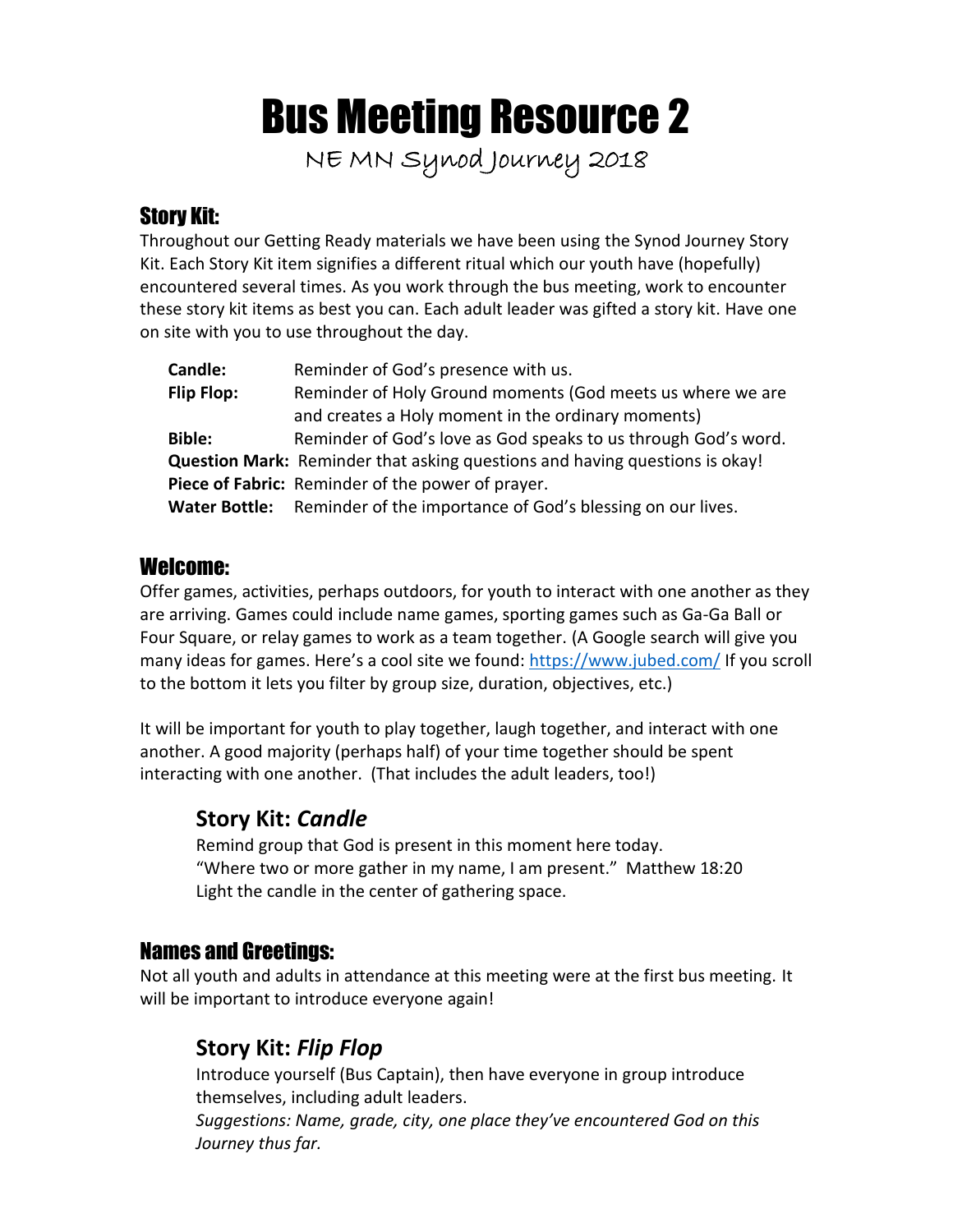# Bus Meeting Resource 2

NE MN Synod Journey 2018

## Story Kit:

Throughout our Getting Ready materials we have been using the Synod Journey Story Kit. Each Story Kit item signifies a different ritual which our youth have (hopefully) encountered several times. As you work through the bus meeting, work to encounter these story kit items as best you can. Each adult leader was gifted a story kit. Have one on site with you to use throughout the day.

| | |
|---|---|
| **Candle:** | Reminder of God's presence with us. |
| **Flip Flop:** | Reminder of Holy Ground moments (God meets us where we are and creates a Holy moment in the ordinary moments) |
| **Bible:** | Reminder of God's love as God speaks to us through God's word. |
| **Question Mark:** | Reminder that asking questions and having questions is okay! |
| **Piece of Fabric:** | Reminder of the power of prayer. |
| **Water Bottle:** | Reminder of the importance of God's blessing on our lives. |

## Welcome:

Offer games, activities, perhaps outdoors, for youth to interact with one another as they are arriving. Games could include name games, sporting games such as Ga-Ga Ball or Four Square, or relay games to work as a team together. (A Google search will give you many ideas for games. Here's a cool site we found: https://www.jubed.com/ If you scroll to the bottom it lets you filter by group size, duration, objectives, etc.)

It will be important for youth to play together, laugh together, and interact with one another. A good majority (perhaps half) of your time together should be spent interacting with one another. (That includes the adult leaders, too!)

### Story Kit: *Candle*

Remind group that God is present in this moment here today.
"Where two or more gather in my name, I am present." Matthew 18:20
Light the candle in the center of gathering space.

## Names and Greetings:

Not all youth and adults in attendance at this meeting were at the first bus meeting. It will be important to introduce everyone again!

### Story Kit: *Flip Flop*

Introduce yourself (Bus Captain), then have everyone in group introduce themselves, including adult leaders.
*Suggestions: Name, grade, city, one place they've encountered God on this Journey thus far.*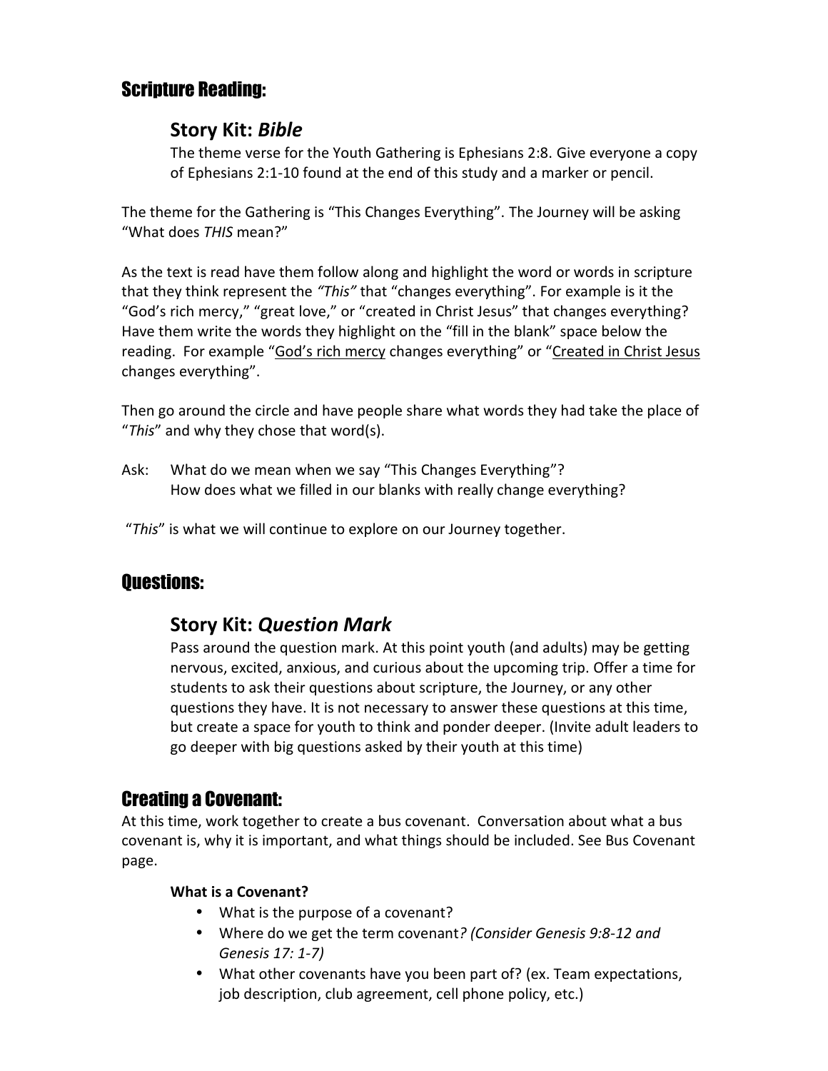## Scripture Reading:

### Story Kit: *Bible*

The theme verse for the Youth Gathering is Ephesians 2:8. Give everyone a copy of Ephesians 2:1-10 found at the end of this study and a marker or pencil.

The theme for the Gathering is "This Changes Everything". The Journey will be asking "What does *THIS* mean?"

As the text is read have them follow along and highlight the word or words in scripture that they think represent the *"This"* that "changes everything". For example is it the "God's rich mercy," "great love," or "created in Christ Jesus" that changes everything? Have them write the words they highlight on the "fill in the blank" space below the reading. For example "<u>God's rich mercy</u> changes everything" or "<u>Created in Christ Jesus</u> changes everything".

Then go around the circle and have people share what words they had take the place of "*This*" and why they chose that word(s).

Ask: What do we mean when we say "This Changes Everything"?
How does what we filled in our blanks with really change everything?

"*This*" is what we will continue to explore on our Journey together.

## Questions:

### Story Kit: *Question Mark*

Pass around the question mark. At this point youth (and adults) may be getting nervous, excited, anxious, and curious about the upcoming trip. Offer a time for students to ask their questions about scripture, the Journey, or any other questions they have. It is not necessary to answer these questions at this time, but create a space for youth to think and ponder deeper. (Invite adult leaders to go deeper with big questions asked by their youth at this time)

## Creating a Covenant:

At this time, work together to create a bus covenant. Conversation about what a bus covenant is, why it is important, and what things should be included. See Bus Covenant page.

**What is a Covenant?**

- What is the purpose of a covenant?
- Where do we get the term covenant*? (Consider Genesis 9:8-12 and Genesis 17: 1-7)*
- What other covenants have you been part of? (ex. Team expectations, job description, club agreement, cell phone policy, etc.)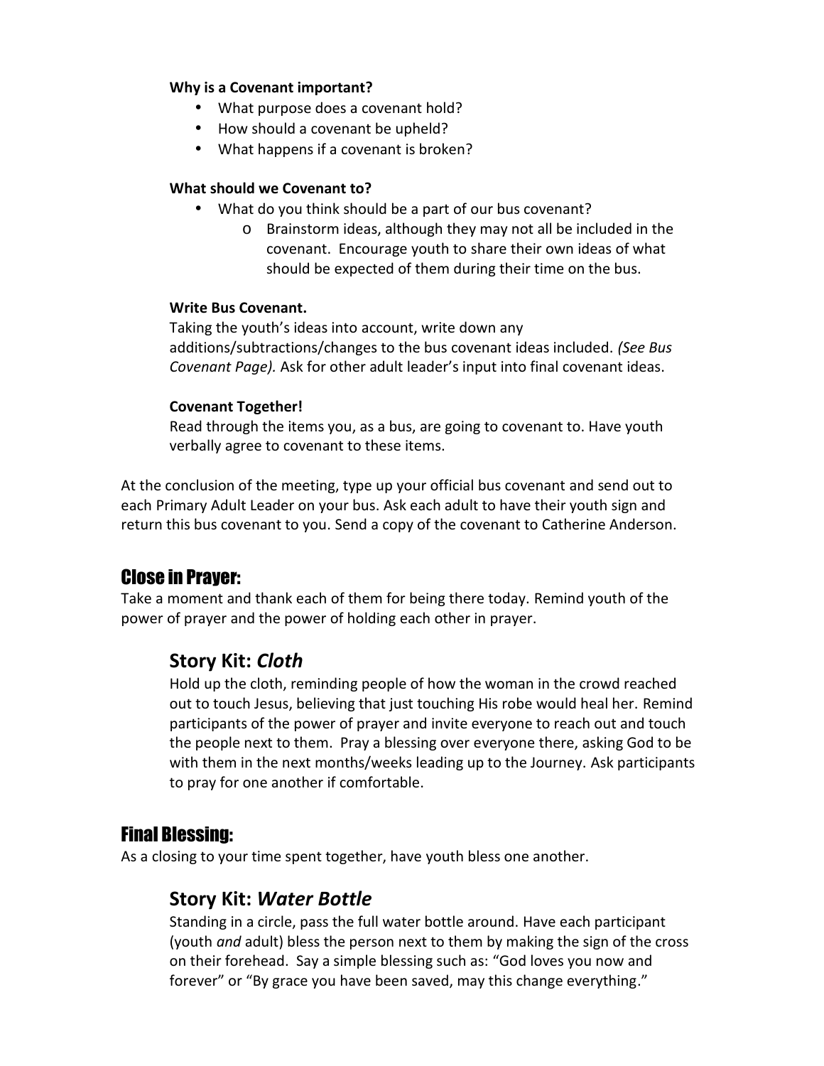**Why is a Covenant important?**

- What purpose does a covenant hold?
- How should a covenant be upheld?
- What happens if a covenant is broken?

**What should we Covenant to?**

- What do you think should be a part of our bus covenant?
  - Brainstorm ideas, although they may not all be included in the covenant. Encourage youth to share their own ideas of what should be expected of them during their time on the bus.

**Write Bus Covenant.**

Taking the youth's ideas into account, write down any additions/subtractions/changes to the bus covenant ideas included. *(See Bus Covenant Page).* Ask for other adult leader's input into final covenant ideas.

**Covenant Together!**

Read through the items you, as a bus, are going to covenant to. Have youth verbally agree to covenant to these items.

At the conclusion of the meeting, type up your official bus covenant and send out to each Primary Adult Leader on your bus. Ask each adult to have their youth sign and return this bus covenant to you. Send a copy of the covenant to Catherine Anderson.

## Close in Prayer:

Take a moment and thank each of them for being there today. Remind youth of the power of prayer and the power of holding each other in prayer.

### Story Kit: *Cloth*

Hold up the cloth, reminding people of how the woman in the crowd reached out to touch Jesus, believing that just touching His robe would heal her. Remind participants of the power of prayer and invite everyone to reach out and touch the people next to them. Pray a blessing over everyone there, asking God to be with them in the next months/weeks leading up to the Journey. Ask participants to pray for one another if comfortable.

## Final Blessing:

As a closing to your time spent together, have youth bless one another.

### Story Kit: *Water Bottle*

Standing in a circle, pass the full water bottle around. Have each participant (youth *and* adult) bless the person next to them by making the sign of the cross on their forehead. Say a simple blessing such as: "God loves you now and forever" or "By grace you have been saved, may this change everything."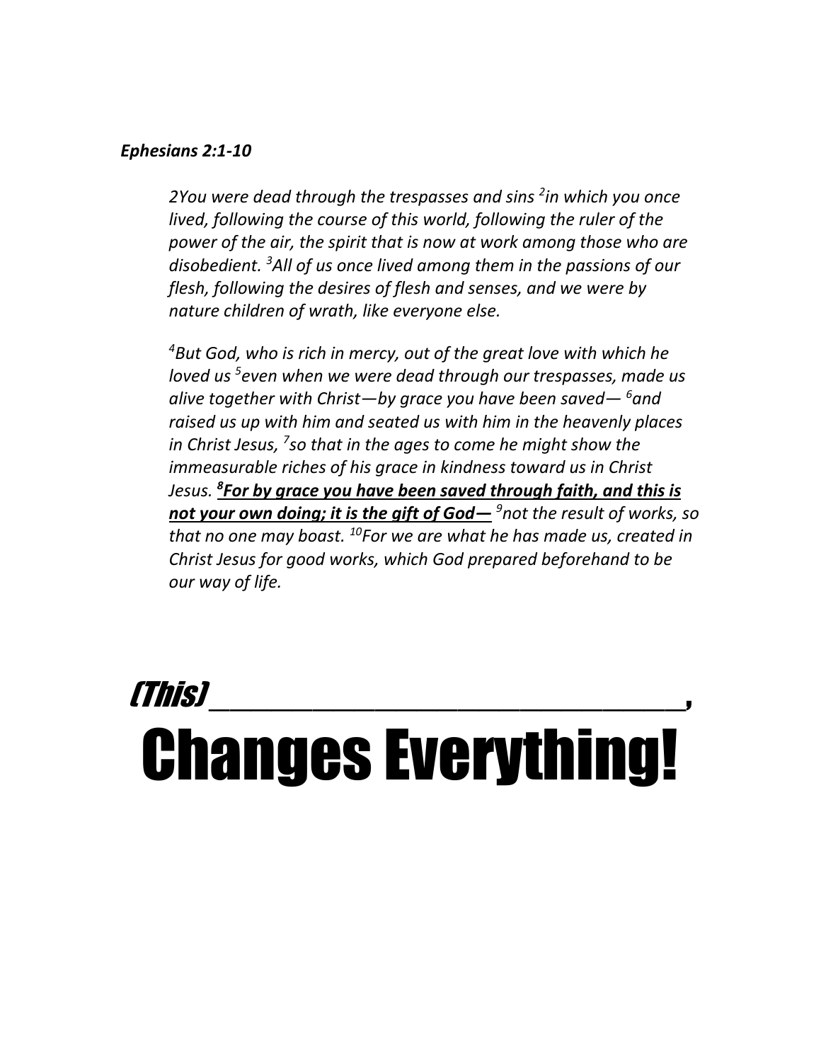***Ephesians 2:1-10***

*2You were dead through the trespasses and sins [2]in which you once lived, following the course of this world, following the ruler of the power of the air, the spirit that is now at work among those who are disobedient. [3]All of us once lived among them in the passions of our flesh, following the desires of flesh and senses, and we were by nature children of wrath, like everyone else.*

*[4]But God, who is rich in mercy, out of the great love with which he loved us [5]even when we were dead through our trespasses, made us alive together with Christ—by grace you have been saved— [6]and raised us up with him and seated us with him in the heavenly places in Christ Jesus, [7]so that in the ages to come he might show the immeasurable riches of his grace in kindness toward us in Christ Jesus.* ***[8]<u>For by grace you have been saved through faith, and this is not your own doing; it is the gift of God—</u>*** *[9]not the result of works, so that no one may boast. [10]For we are what he has made us, created in Christ Jesus for good works, which God prepared beforehand to be our way of life.*

# *(This)* ________________________________________,
# Changes Everything!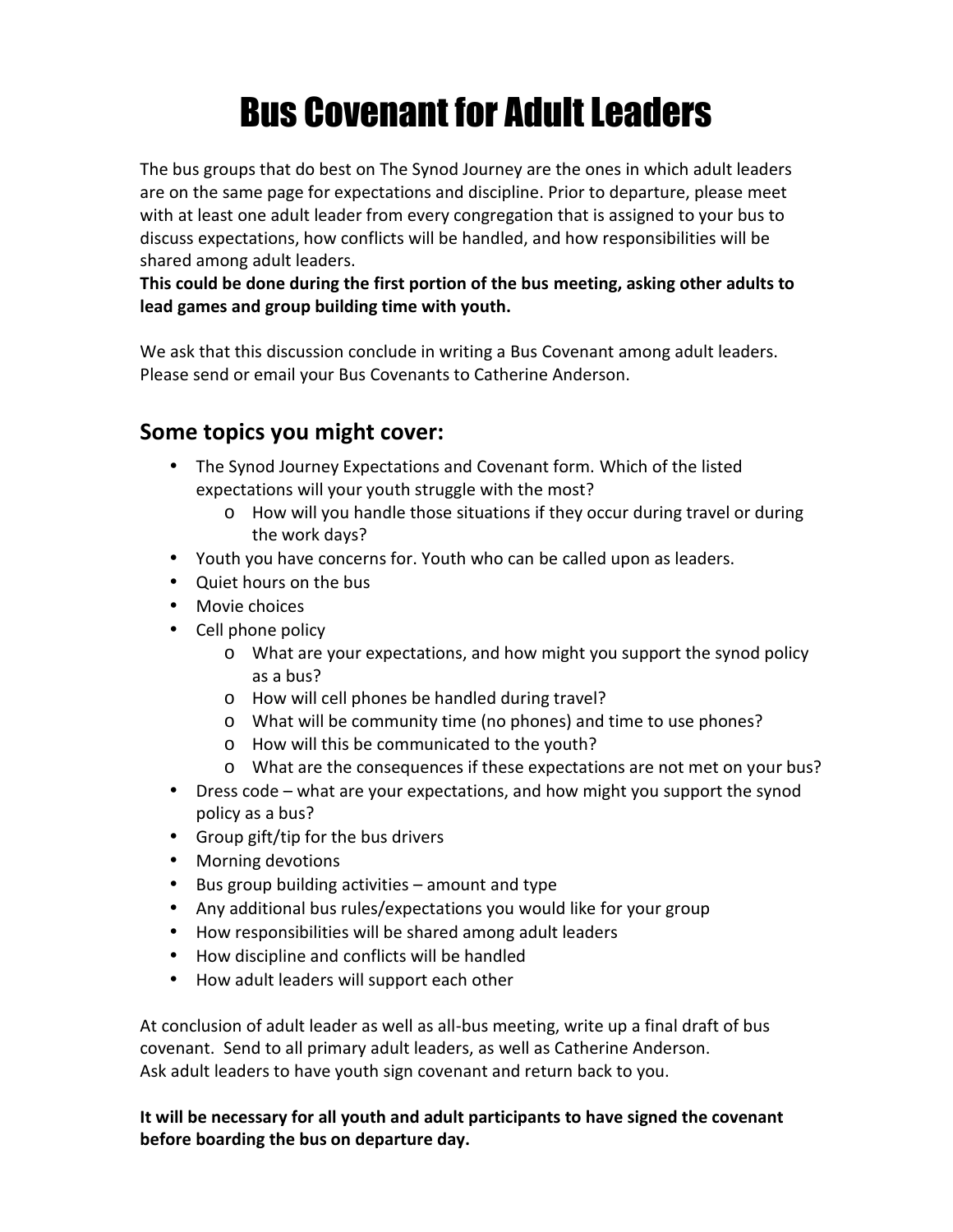# Bus Covenant for Adult Leaders

The bus groups that do best on The Synod Journey are the ones in which adult leaders are on the same page for expectations and discipline. Prior to departure, please meet with at least one adult leader from every congregation that is assigned to your bus to discuss expectations, how conflicts will be handled, and how responsibilities will be shared among adult leaders.
**This could be done during the first portion of the bus meeting, asking other adults to lead games and group building time with youth.**

We ask that this discussion conclude in writing a Bus Covenant among adult leaders. Please send or email your Bus Covenants to Catherine Anderson.

## Some topics you might cover:

- The Synod Journey Expectations and Covenant form. Which of the listed expectations will your youth struggle with the most?
  - How will you handle those situations if they occur during travel or during the work days?
- Youth you have concerns for. Youth who can be called upon as leaders.
- Quiet hours on the bus
- Movie choices
- Cell phone policy
  - What are your expectations, and how might you support the synod policy as a bus?
  - How will cell phones be handled during travel?
  - What will be community time (no phones) and time to use phones?
  - How will this be communicated to the youth?
  - What are the consequences if these expectations are not met on your bus?
- Dress code – what are your expectations, and how might you support the synod policy as a bus?
- Group gift/tip for the bus drivers
- Morning devotions
- Bus group building activities – amount and type
- Any additional bus rules/expectations you would like for your group
- How responsibilities will be shared among adult leaders
- How discipline and conflicts will be handled
- How adult leaders will support each other

At conclusion of adult leader as well as all-bus meeting, write up a final draft of bus covenant. Send to all primary adult leaders, as well as Catherine Anderson.
Ask adult leaders to have youth sign covenant and return back to you.

**It will be necessary for all youth and adult participants to have signed the covenant before boarding the bus on departure day.**